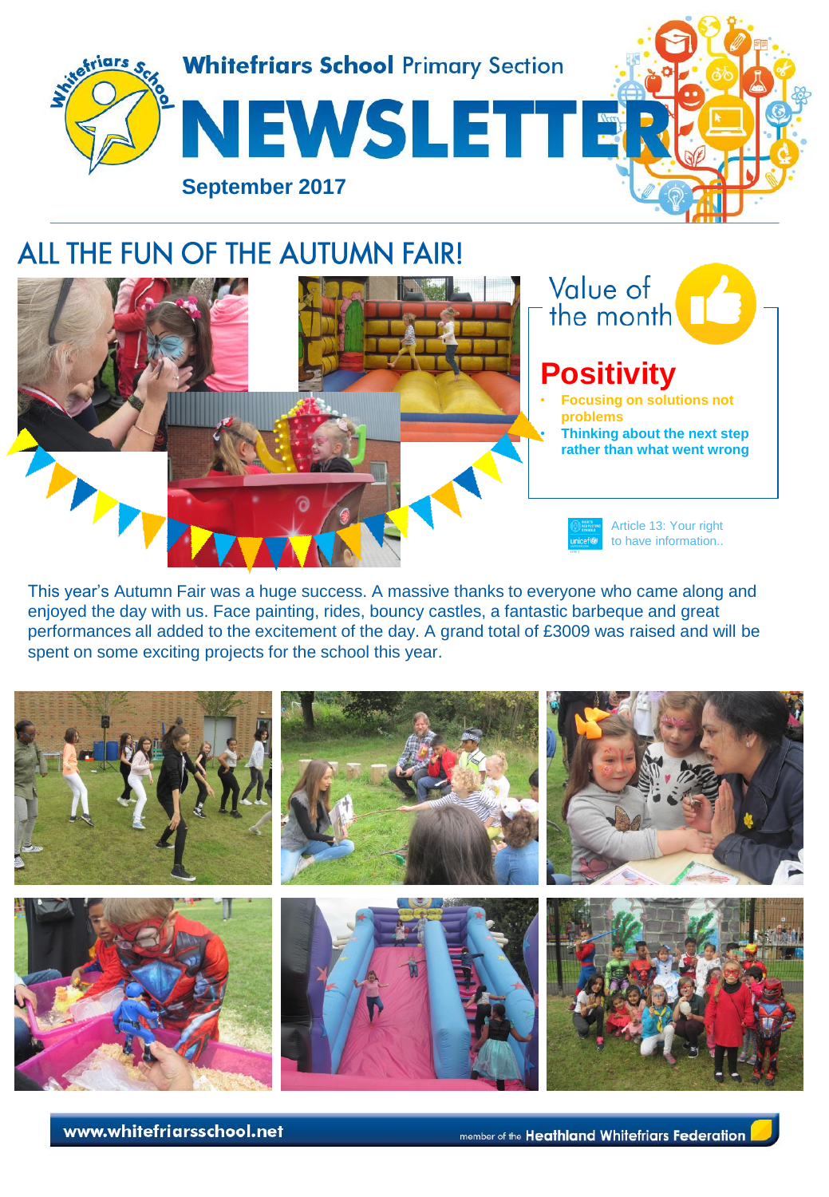# Whitefriars School Primary Section

# NEWSLETTER

**September 2017**

## ALL THE FUN OF THE AUTUMN FAIR!

### Value of the month

## Positivity

- **Focusing on solutions not problems**
- **Thinking about the next step rather than what went wrong**

Article 13: Your right to have information..

This year's Autumn Fair was a huge success. A massive thanks to everyone who came along and enjoyed the day with us. Face painting, rides, bouncy castles, a fantastic barbeque and great performances all added to the excitement of the day. A grand total of £3009 was raised and will be spent on some exciting projects for the school this year.

www.whitefriarsschool.net

member of the Heathland Whitefriars Federation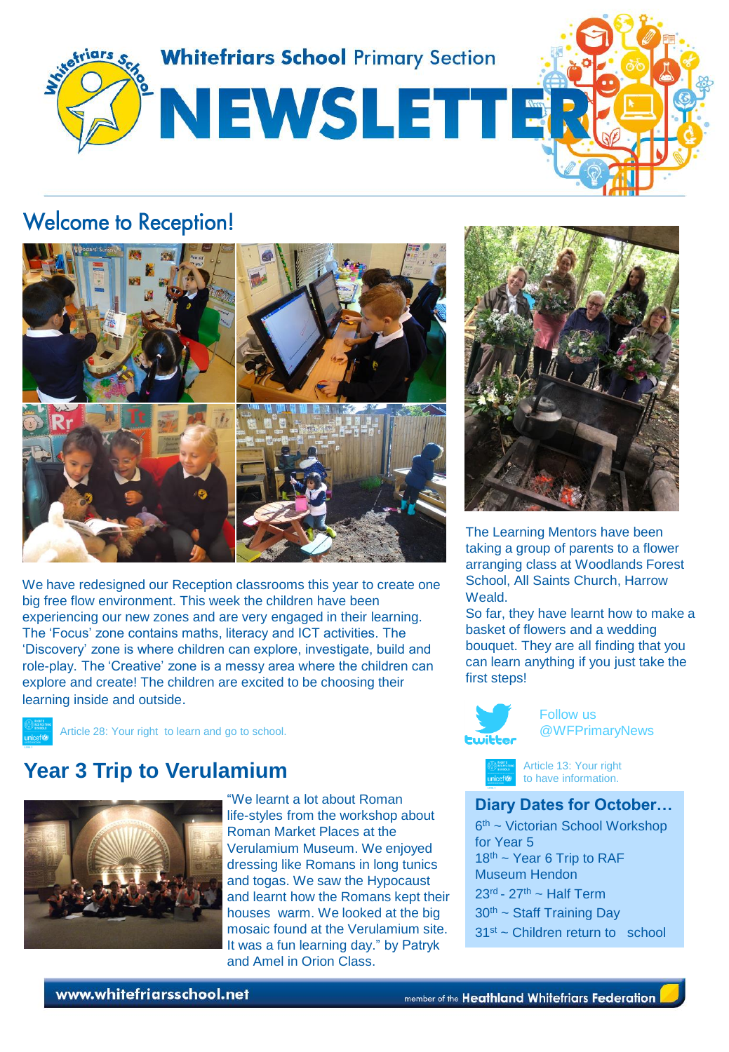Whitefriars School Primary Section

# NEWSLETTER

## Welcome to Reception!

We have redesigned our Reception classrooms this year to create one big free flow environment. This week the children have been experiencing our new zones and are very engaged in their learning. The 'Focus' zone contains maths, literacy and ICT activities. The 'Discovery' zone is where children can explore, investigate, build and role-play. The 'Creative' zone is a messy area where the children can explore and create! The children are excited to be choosing their learning inside and outside.

Article 28: Your right to learn and go to school.

## Year 3 Trip to Verulamium

"We learnt a lot about Roman life-styles from the workshop about Roman Market Places at the Verulamium Museum. We enjoyed dressing like Romans in long tunics and togas. We saw the Hypocaust and learnt how the Romans kept their houses warm. We looked at the big mosaic found at the Verulamium site. It was a fun learning day." by Patryk and Amel in Orion Class.

The Learning Mentors have been taking a group of parents to a flower arranging class at Woodlands Forest School, All Saints Church, Harrow Weald.

So far, they have learnt how to make a basket of flowers and a wedding bouquet. They are all finding that you can learn anything if you just take the first steps!

Follow us @WFPrimaryNews

Article 13: Your right to have information.

### Diary Dates for October…

- 6th ~ Victorian School Workshop for Year 5
- 18th ~ Year 6 Trip to RAF Museum Hendon
- 23rd - 27th ~ Half Term
- 30th ~ Staff Training Day
- 31st ~ Children return to school

www.whitefriarsschool.net

member of the Heathland Whitefriars Federation